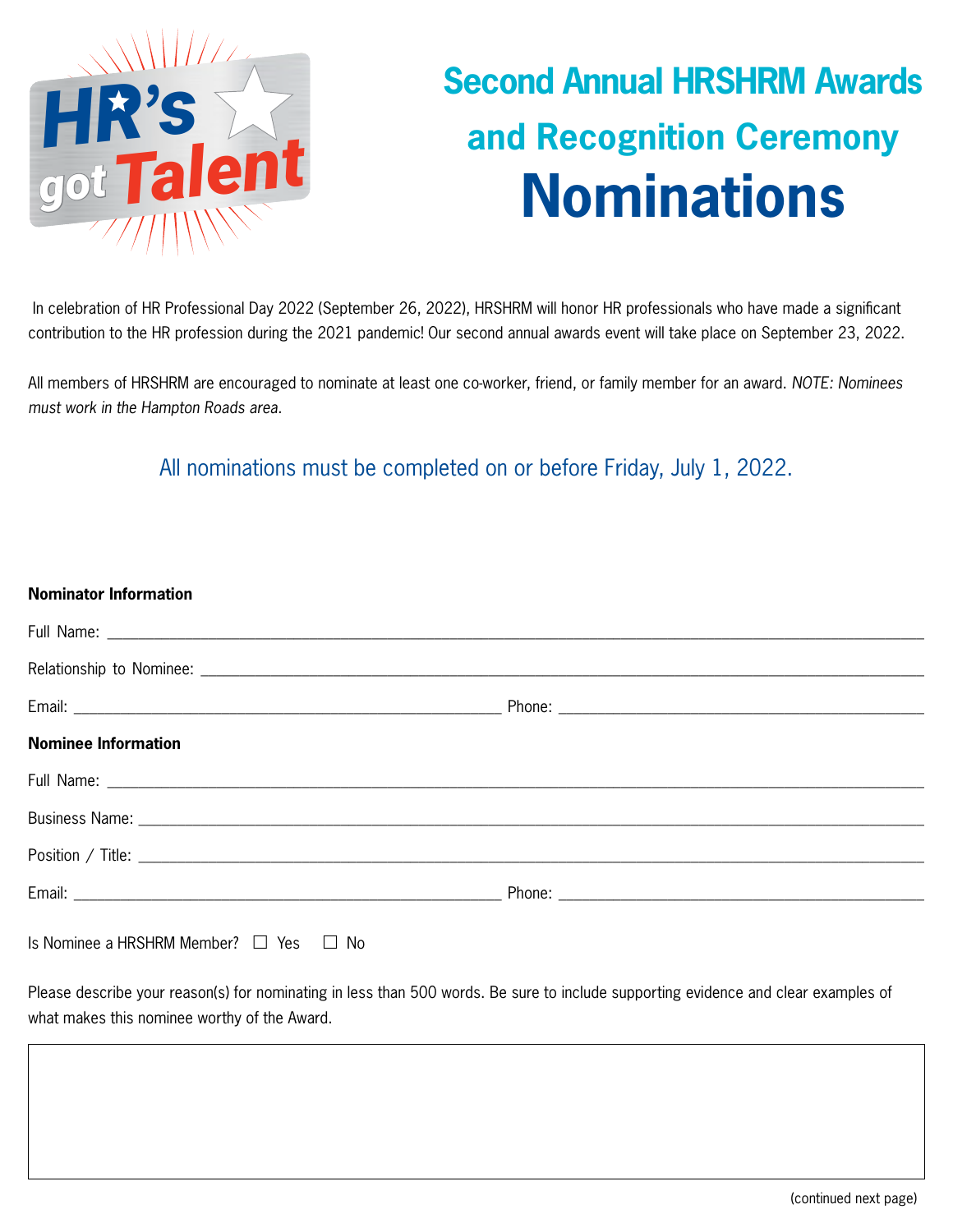HR's got Talent

# Second Annual HRSHRM Awards and Recognition Ceremony

# Nominations

In celebration of HR Professional Day 2022 (September 26, 2022), HRSHRM will honor HR professionals who have made a significant contribution to the HR profession during the 2021 pandemic! Our second annual awards event will take place on September 23, 2022.

All members of HRSHRM are encouraged to nominate at least one co-worker, friend, or family member for an award. *NOTE: Nominees must work in the Hampton Roads area.*

All nominations must be completed on or before Friday, July 1, 2022.

**Nominator Information**

Full Name: ______________________________

Relationship to Nominee: ______________________________

Email: ______________________________ Phone: ______________________________

**Nominee Information**

Full Name: ______________________________

Business Name: ______________________________

Position / Title: ______________________________

Email: ______________________________ Phone: ______________________________

Is Nominee a HRSHRM Member? ☐ Yes ☐ No

Please describe your reason(s) for nominating in less than 500 words. Be sure to include supporting evidence and clear examples of what makes this nominee worthy of the Award.

(continued next page)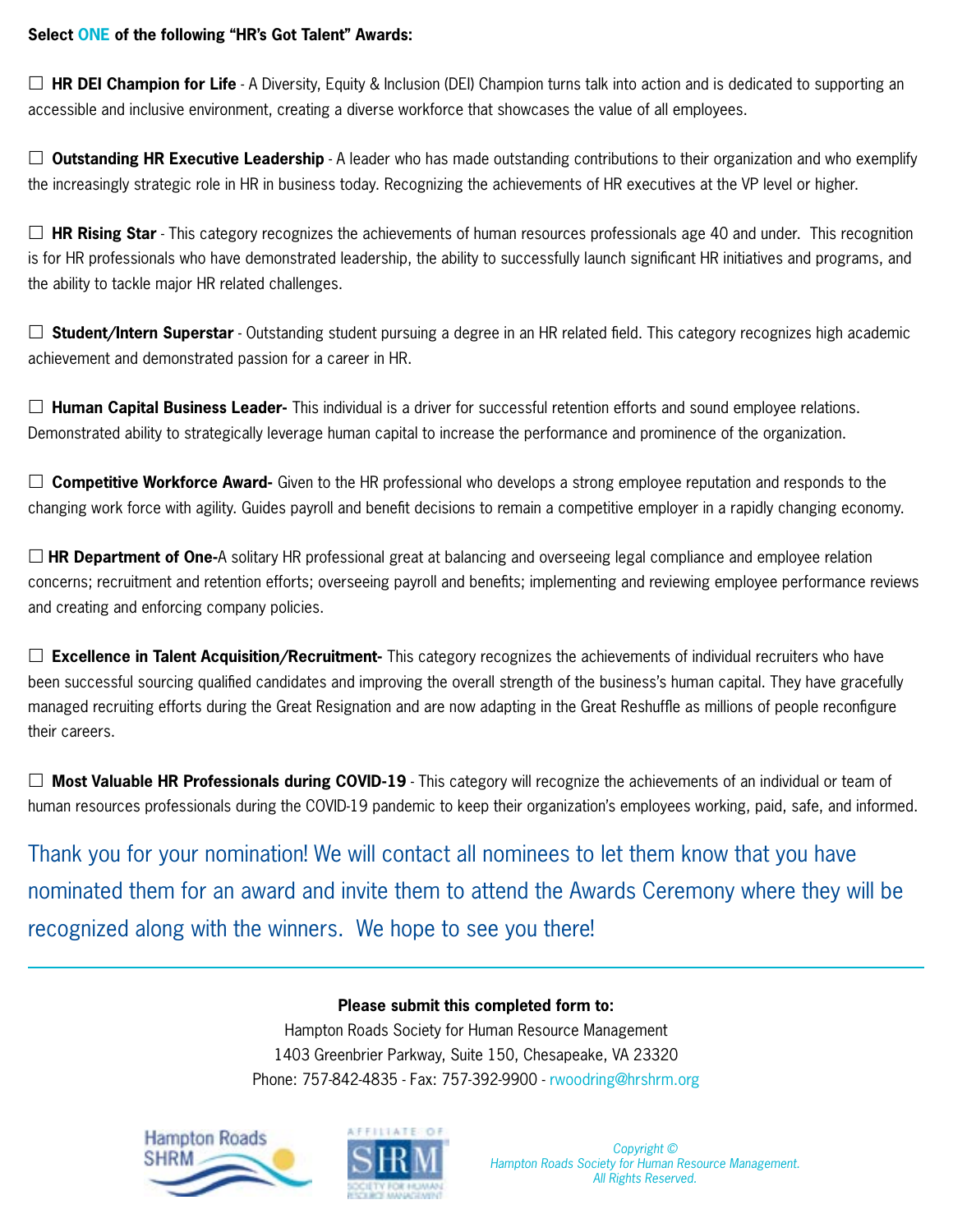**Select ONE of the following "HR's Got Talent" Awards:**

☐ **HR DEI Champion for Life** - A Diversity, Equity & Inclusion (DEI) Champion turns talk into action and is dedicated to supporting an accessible and inclusive environment, creating a diverse workforce that showcases the value of all employees.

☐ **Outstanding HR Executive Leadership** - A leader who has made outstanding contributions to their organization and who exemplify the increasingly strategic role in HR in business today. Recognizing the achievements of HR executives at the VP level or higher.

☐ **HR Rising Star** - This category recognizes the achievements of human resources professionals age 40 and under. This recognition is for HR professionals who have demonstrated leadership, the ability to successfully launch significant HR initiatives and programs, and the ability to tackle major HR related challenges.

☐ **Student/Intern Superstar** - Outstanding student pursuing a degree in an HR related field. This category recognizes high academic achievement and demonstrated passion for a career in HR.

☐ **Human Capital Business Leader-** This individual is a driver for successful retention efforts and sound employee relations. Demonstrated ability to strategically leverage human capital to increase the performance and prominence of the organization.

☐ **Competitive Workforce Award-** Given to the HR professional who develops a strong employee reputation and responds to the changing work force with agility. Guides payroll and benefit decisions to remain a competitive employer in a rapidly changing economy.

☐ **HR Department of One-**A solitary HR professional great at balancing and overseeing legal compliance and employee relation concerns; recruitment and retention efforts; overseeing payroll and benefits; implementing and reviewing employee performance reviews and creating and enforcing company policies.

☐ **Excellence in Talent Acquisition/Recruitment-** This category recognizes the achievements of individual recruiters who have been successful sourcing qualified candidates and improving the overall strength of the business's human capital. They have gracefully managed recruiting efforts during the Great Resignation and are now adapting in the Great Reshuffle as millions of people reconfigure their careers.

☐ **Most Valuable HR Professionals during COVID-19** - This category will recognize the achievements of an individual or team of human resources professionals during the COVID-19 pandemic to keep their organization's employees working, paid, safe, and informed.

Thank you for your nomination! We will contact all nominees to let them know that you have nominated them for an award and invite them to attend the Awards Ceremony where they will be recognized along with the winners. We hope to see you there!

---

**Please submit this completed form to:**

Hampton Roads Society for Human Resource Management
1403 Greenbrier Parkway, Suite 150, Chesapeake, VA 23320
Phone: 757-842-4835 - Fax: 757-392-9900 - rwoodring@hrshrm.org

Hampton Roads SHRM

AFFILIATE OF SHRM SOCIETY FOR HUMAN RESOURCE MANAGEMENT

*Copyright ©*
*Hampton Roads Society for Human Resource Management.*
*All Rights Reserved.*